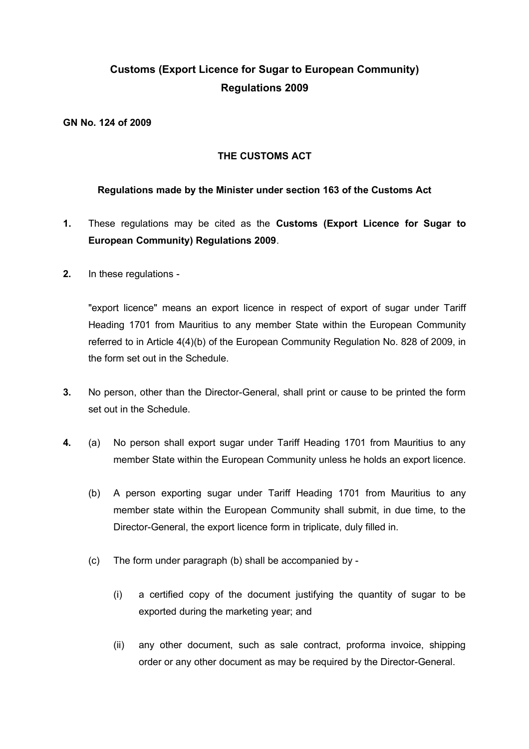# Customs (Export Licence for Sugar to European Community) Regulations 2009

**GN No. 124 of 2009**

**THE CUSTOMS ACT**

**Regulations made by the Minister under section 163 of the Customs Act**

**1.** These regulations may be cited as the **Customs (Export Licence for Sugar to European Community) Regulations 2009**.

**2.** In these regulations -

"export licence" means an export licence in respect of export of sugar under Tariff Heading 1701 from Mauritius to any member State within the European Community referred to in Article 4(4)(b) of the European Community Regulation No. 828 of 2009, in the form set out in the Schedule.

**3.** No person, other than the Director-General, shall print or cause to be printed the form set out in the Schedule.

**4.** (a) No person shall export sugar under Tariff Heading 1701 from Mauritius to any member State within the European Community unless he holds an export licence.

(b) A person exporting sugar under Tariff Heading 1701 from Mauritius to any member state within the European Community shall submit, in due time, to the Director-General, the export licence form in triplicate, duly filled in.

(c) The form under paragraph (b) shall be accompanied by -

(i) a certified copy of the document justifying the quantity of sugar to be exported during the marketing year; and

(ii) any other document, such as sale contract, proforma invoice, shipping order or any other document as may be required by the Director-General.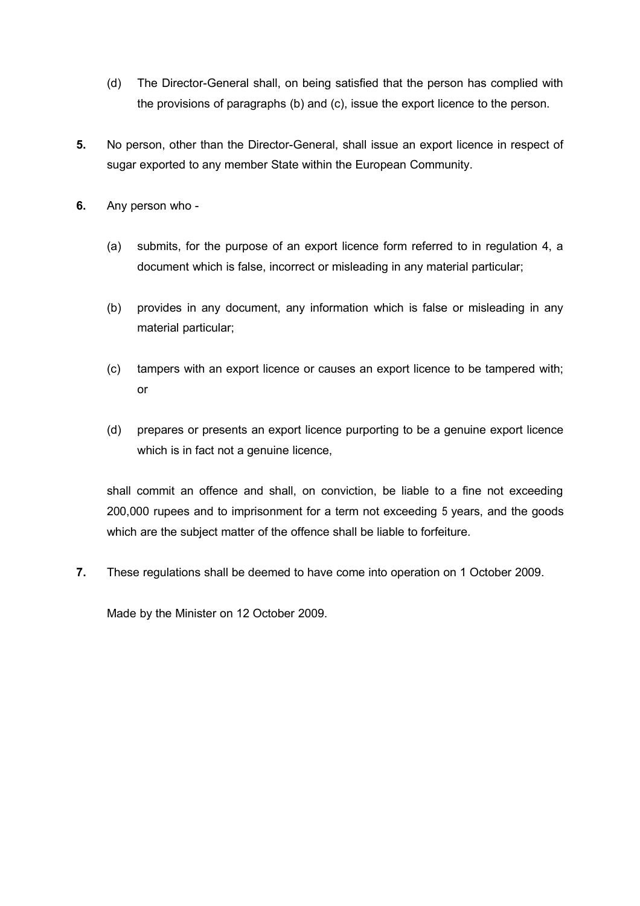(d) The Director-General shall, on being satisfied that the person has complied with the provisions of paragraphs (b) and (c), issue the export licence to the person.

**5.** No person, other than the Director-General, shall issue an export licence in respect of sugar exported to any member State within the European Community.

**6.** Any person who -

(a) submits, for the purpose of an export licence form referred to in regulation 4, a document which is false, incorrect or misleading in any material particular;

(b) provides in any document, any information which is false or misleading in any material particular;

(c) tampers with an export licence or causes an export licence to be tampered with; or

(d) prepares or presents an export licence purporting to be a genuine export licence which is in fact not a genuine licence,

shall commit an offence and shall, on conviction, be liable to a fine not exceeding 200,000 rupees and to imprisonment for a term not exceeding 5 years, and the goods which are the subject matter of the offence shall be liable to forfeiture.

**7.** These regulations shall be deemed to have come into operation on 1 October 2009.

Made by the Minister on 12 October 2009.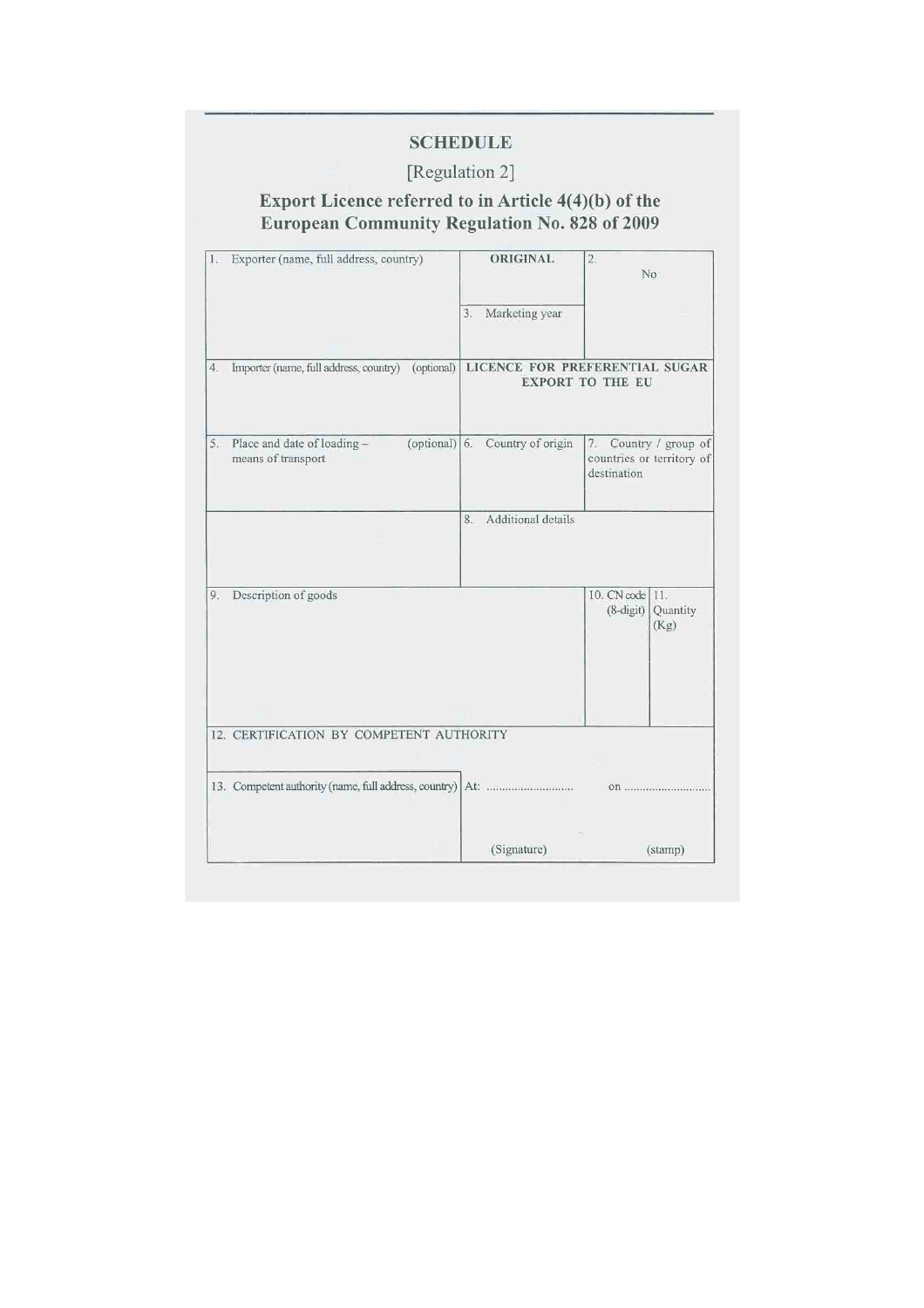# SCHEDULE

[Regulation 2]

## Export Licence referred to in Article 4(4)(b) of the European Community Regulation No. 828 of 2009

| | | |
|---|---|---|
| 1. Exporter (name, full address, country) | ORIGINAL<br><br>3. Marketing year | 2.<br>No |
| 4. Importer (name, full address, country) (optional) | LICENCE FOR PREFERENTIAL SUGAR EXPORT TO THE EU | |
| 5. Place and date of loading – means of transport (optional) | 6. Country of origin | 7. Country / group of countries or territory of destination |
| | 8. Additional details | |
| 9. Description of goods | 10. CN code (8-digit) | 11. Quantity (Kg) |
| 12. CERTIFICATION BY COMPETENT AUTHORITY | | |
| 13. Competent authority (name, full address, country) | At: ............................<br><br>(Signature) | on ............................<br><br>(stamp) |